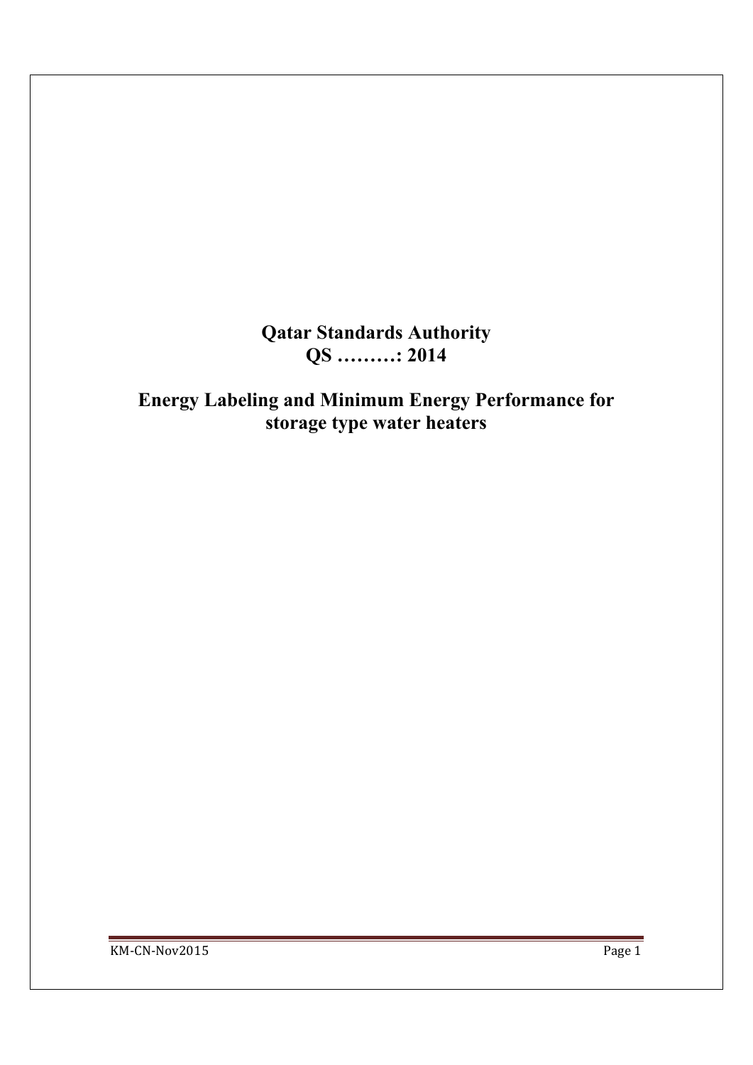# Qatar Standards Authority
# QS ………: 2014

## Energy Labeling and Minimum Energy Performance for storage type water heaters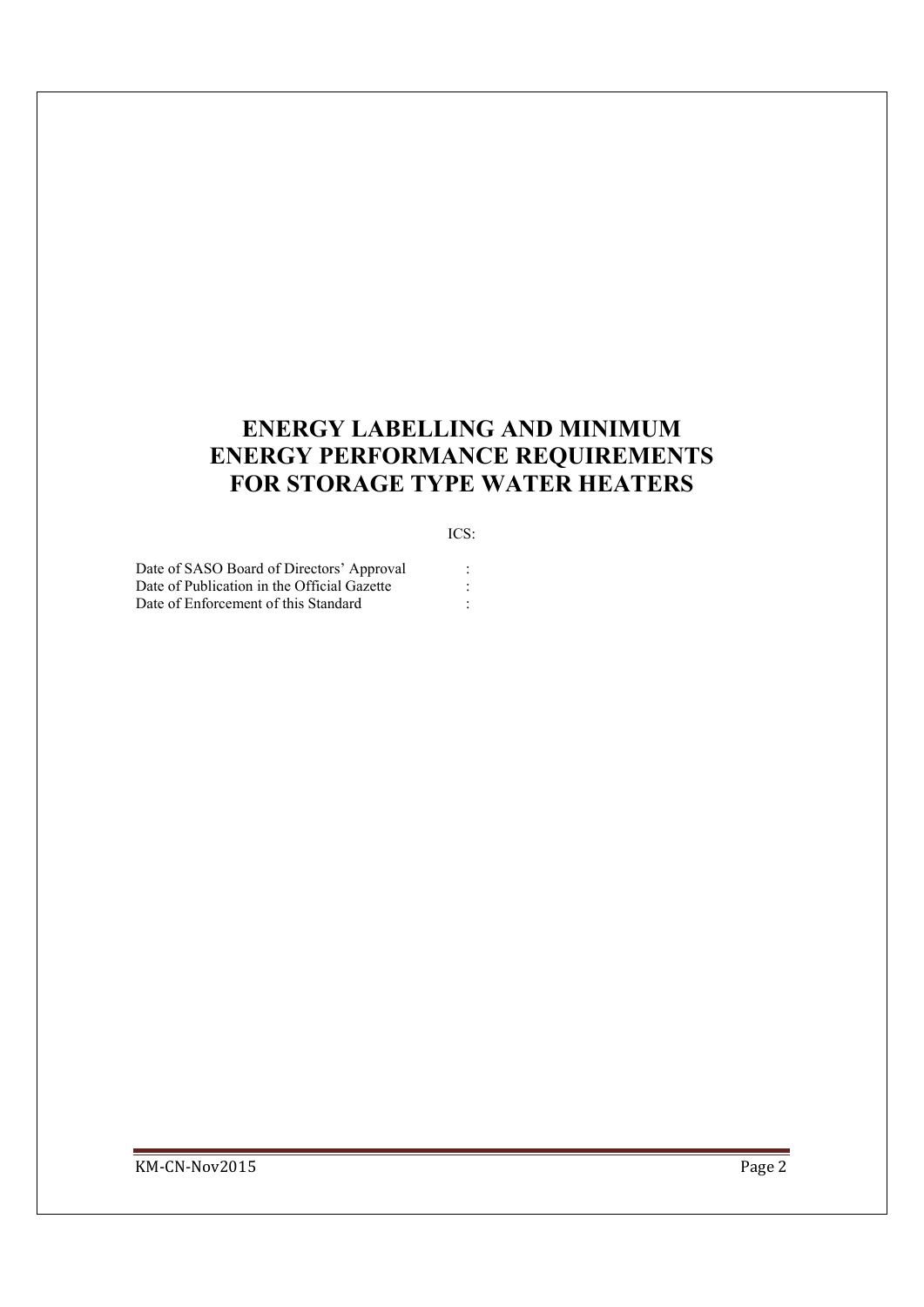# ENERGY LABELLING AND MINIMUM ENERGY PERFORMANCE REQUIREMENTS FOR STORAGE TYPE WATER HEATERS

ICS:

| | |
|---|---|
| Date of SASO Board of Directors' Approval | : |
| Date of Publication in the Official Gazette | : |
| Date of Enforcement of this Standard | : |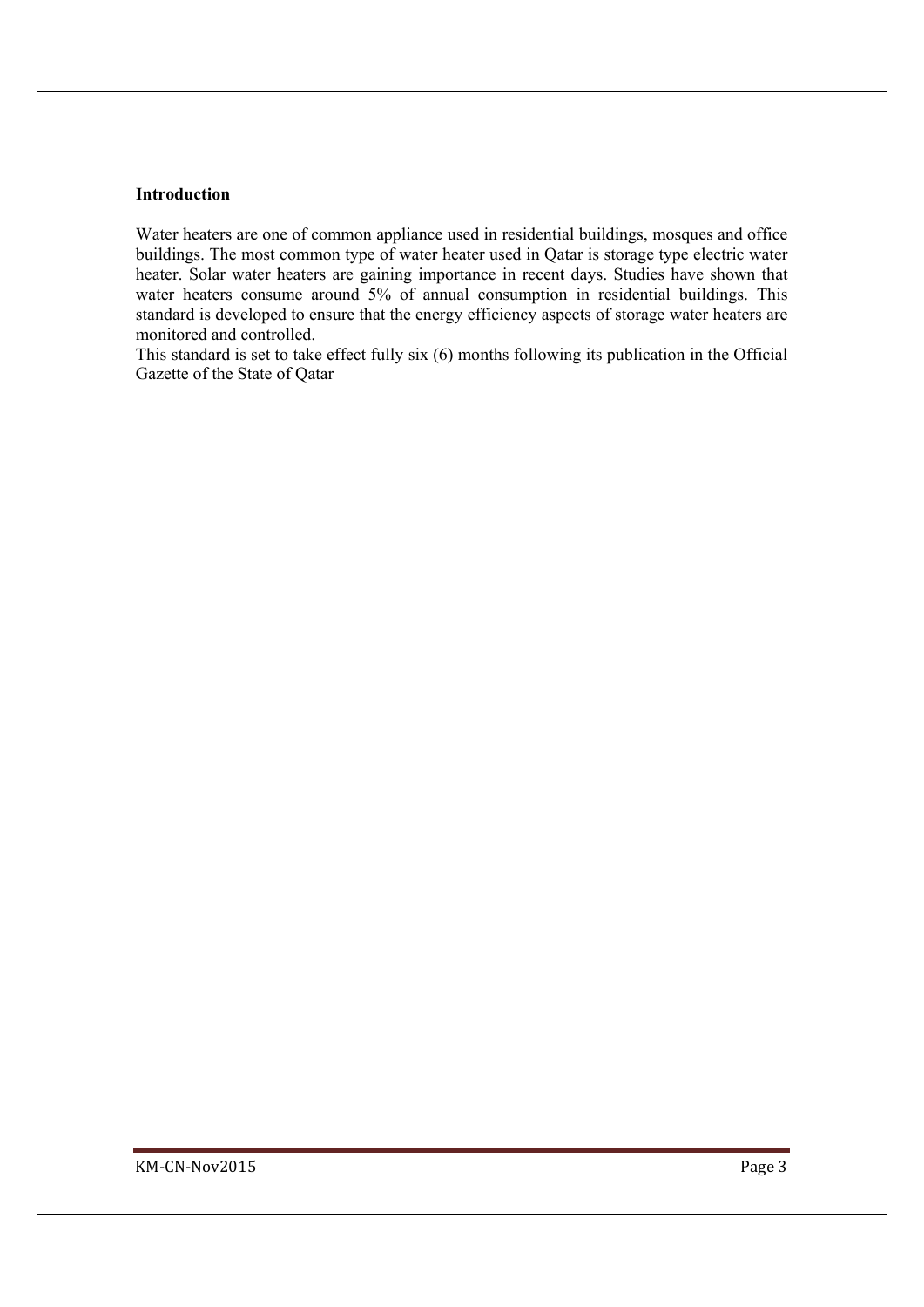## Introduction

Water heaters are one of common appliance used in residential buildings, mosques and office buildings. The most common type of water heater used in Qatar is storage type electric water heater. Solar water heaters are gaining importance in recent days. Studies have shown that water heaters consume around 5% of annual consumption in residential buildings. This standard is developed to ensure that the energy efficiency aspects of storage water heaters are monitored and controlled.

This standard is set to take effect fully six (6) months following its publication in the Official Gazette of the State of Qatar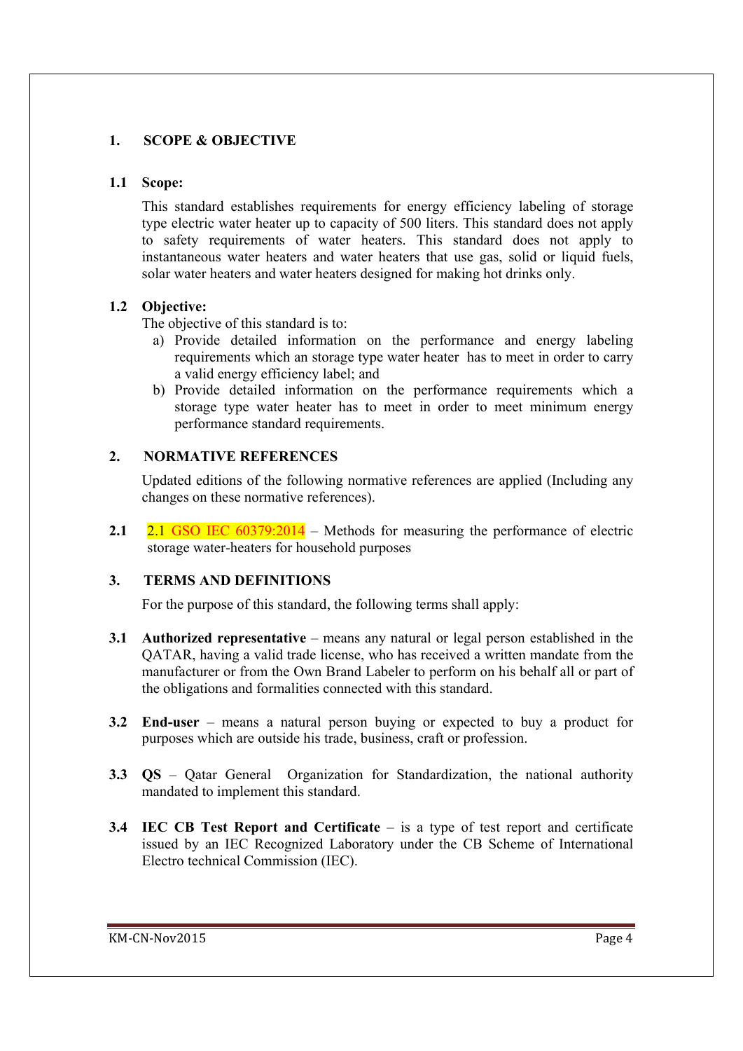## 1. SCOPE & OBJECTIVE

### 1.1 Scope:

This standard establishes requirements for energy efficiency labeling of storage type electric water heater up to capacity of 500 liters. This standard does not apply to safety requirements of water heaters. This standard does not apply to instantaneous water heaters and water heaters that use gas, solid or liquid fuels, solar water heaters and water heaters designed for making hot drinks only.

### 1.2 Objective:

The objective of this standard is to:

a) Provide detailed information on the performance and energy labeling requirements which an storage type water heater has to meet in order to carry a valid energy efficiency label; and
b) Provide detailed information on the performance requirements which a storage type water heater has to meet in order to meet minimum energy performance standard requirements.

## 2. NORMATIVE REFERENCES

Updated editions of the following normative references are applied (Including any changes on these normative references).

**2.1** 2.1 GSO IEC 60379:2014 – Methods for measuring the performance of electric storage water-heaters for household purposes

## 3. TERMS AND DEFINITIONS

For the purpose of this standard, the following terms shall apply:

**3.1 Authorized representative** – means any natural or legal person established in the QATAR, having a valid trade license, who has received a written mandate from the manufacturer or from the Own Brand Labeler to perform on his behalf all or part of the obligations and formalities connected with this standard.

**3.2 End-user** – means a natural person buying or expected to buy a product for purposes which are outside his trade, business, craft or profession.

**3.3 QS** – Qatar General Organization for Standardization, the national authority mandated to implement this standard.

**3.4 IEC CB Test Report and Certificate** – is a type of test report and certificate issued by an IEC Recognized Laboratory under the CB Scheme of International Electro technical Commission (IEC).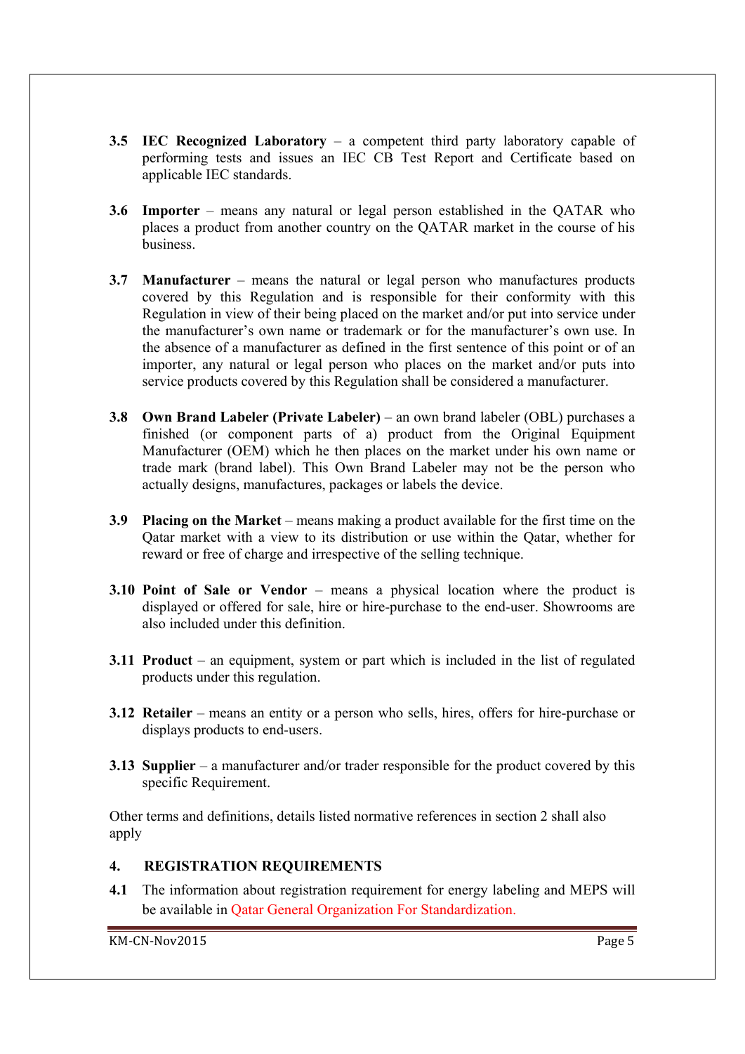**3.5 IEC Recognized Laboratory** – a competent third party laboratory capable of performing tests and issues an IEC CB Test Report and Certificate based on applicable IEC standards.

**3.6 Importer** – means any natural or legal person established in the QATAR who places a product from another country on the QATAR market in the course of his business.

**3.7 Manufacturer** – means the natural or legal person who manufactures products covered by this Regulation and is responsible for their conformity with this Regulation in view of their being placed on the market and/or put into service under the manufacturer's own name or trademark or for the manufacturer's own use. In the absence of a manufacturer as defined in the first sentence of this point or of an importer, any natural or legal person who places on the market and/or puts into service products covered by this Regulation shall be considered a manufacturer.

**3.8 Own Brand Labeler (Private Labeler)** – an own brand labeler (OBL) purchases a finished (or component parts of a) product from the Original Equipment Manufacturer (OEM) which he then places on the market under his own name or trade mark (brand label). This Own Brand Labeler may not be the person who actually designs, manufactures, packages or labels the device.

**3.9 Placing on the Market** – means making a product available for the first time on the Qatar market with a view to its distribution or use within the Qatar, whether for reward or free of charge and irrespective of the selling technique.

**3.10 Point of Sale or Vendor** – means a physical location where the product is displayed or offered for sale, hire or hire-purchase to the end-user. Showrooms are also included under this definition.

**3.11 Product** – an equipment, system or part which is included in the list of regulated products under this regulation.

**3.12 Retailer** – means an entity or a person who sells, hires, offers for hire-purchase or displays products to end-users.

**3.13 Supplier** – a manufacturer and/or trader responsible for the product covered by this specific Requirement.

Other terms and definitions, details listed normative references in section 2 shall also apply

## 4. REGISTRATION REQUIREMENTS

**4.1** The information about registration requirement for energy labeling and MEPS will be available in Qatar General Organization For Standardization.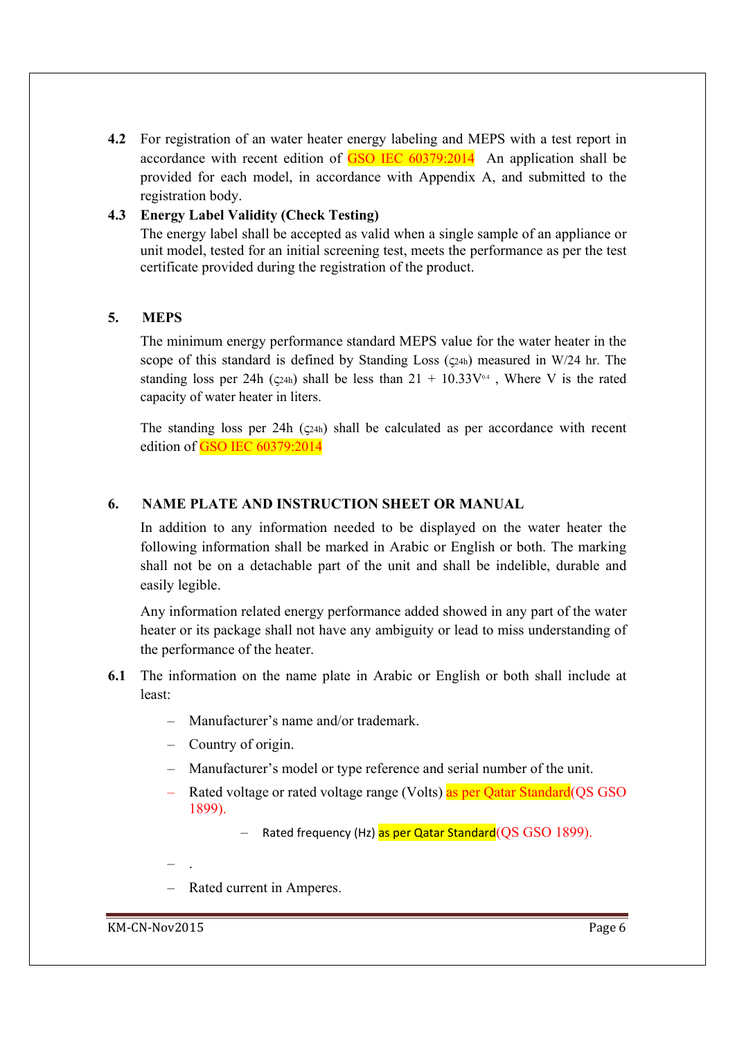**4.2** For registration of an water heater energy labeling and MEPS with a test report in accordance with recent edition of GSO IEC 60379:2014 An application shall be provided for each model, in accordance with Appendix A, and submitted to the registration body.

**4.3 Energy Label Validity (Check Testing)**

The energy label shall be accepted as valid when a single sample of an appliance or unit model, tested for an initial screening test, meets the performance as per the test certificate provided during the registration of the product.

## 5. MEPS

The minimum energy performance standard MEPS value for the water heater in the scope of this standard is defined by Standing Loss ($\varsigma_{24h}$) measured in W/24 hr. The standing loss per 24h ($\varsigma_{24h}$) shall be less than $21 + 10.33V^{0.4}$ , Where V is the rated capacity of water heater in liters.

The standing loss per 24h ($\varsigma_{24h}$) shall be calculated as per accordance with recent edition of GSO IEC 60379:2014

## 6. NAME PLATE AND INSTRUCTION SHEET OR MANUAL

In addition to any information needed to be displayed on the water heater the following information shall be marked in Arabic or English or both. The marking shall not be on a detachable part of the unit and shall be indelible, durable and easily legible.

Any information related energy performance added showed in any part of the water heater or its package shall not have any ambiguity or lead to miss understanding of the performance of the heater.

**6.1** The information on the name plate in Arabic or English or both shall include at least:

- Manufacturer's name and/or trademark.
- Country of origin.
- Manufacturer's model or type reference and serial number of the unit.
- Rated voltage or rated voltage range (Volts) as per Qatar Standard(QS GSO 1899).
- Rated frequency (Hz) as per Qatar Standard(QS GSO 1899).
- .
- Rated current in Amperes.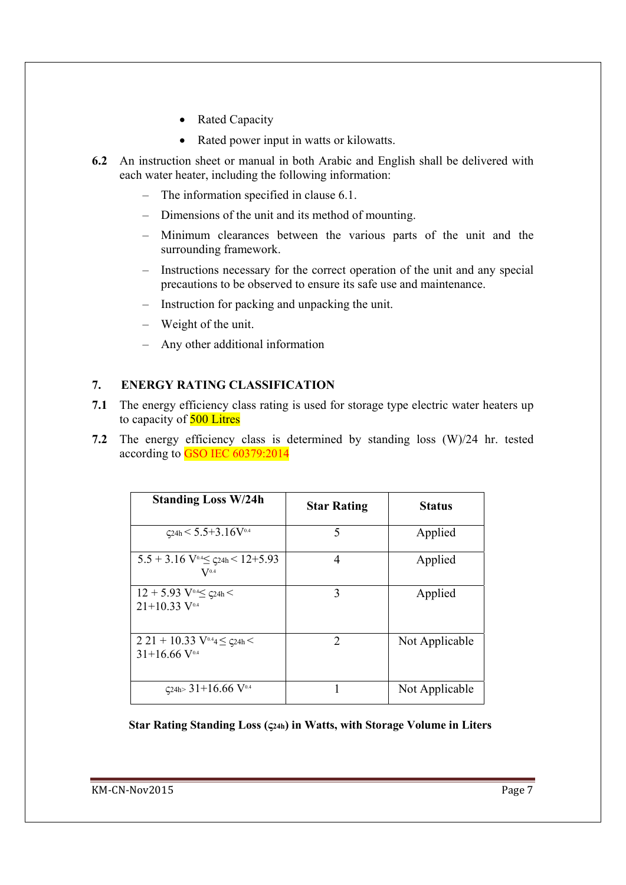- Rated Capacity
- Rated power input in watts or kilowatts.

**6.2** An instruction sheet or manual in both Arabic and English shall be delivered with each water heater, including the following information:

- The information specified in clause 6.1.
- Dimensions of the unit and its method of mounting.
- Minimum clearances between the various parts of the unit and the surrounding framework.
- Instructions necessary for the correct operation of the unit and any special precautions to be observed to ensure its safe use and maintenance.
- Instruction for packing and unpacking the unit.
- Weight of the unit.
- Any other additional information

## 7. ENERGY RATING CLASSIFICATION

**7.1** The energy efficiency class rating is used for storage type electric water heaters up to capacity of 500 Litres

**7.2** The energy efficiency class is determined by standing loss (W)/24 hr. tested according to GSO IEC 60379:2014

| Standing Loss W/24h | Star Rating | Status |
|---|---|---|
| $\varsigma_{24h} < 5.5+3.16V^{0.4}$ | 5 | Applied |
| $5.5 + 3.16\ V^{0.4} \leq \varsigma_{24h} < 12+5.93\ V^{0.4}$ | 4 | Applied |
| $12 + 5.93\ V^{0.4} \leq \varsigma_{24h} < 21+10.33\ V^{0.4}$ | 3 | Applied |
| $2\ 21 + 10.33\ V^{0.4}4 \leq \varsigma_{24h} < 31+16.66\ V^{0.4}$ | 2 | Not Applicable |
| $\varsigma_{24h} > 31+16.66\ V^{0.4}$ | 1 | Not Applicable |

**Star Rating Standing Loss ($\varsigma_{24h}$) in Watts, with Storage Volume in Liters**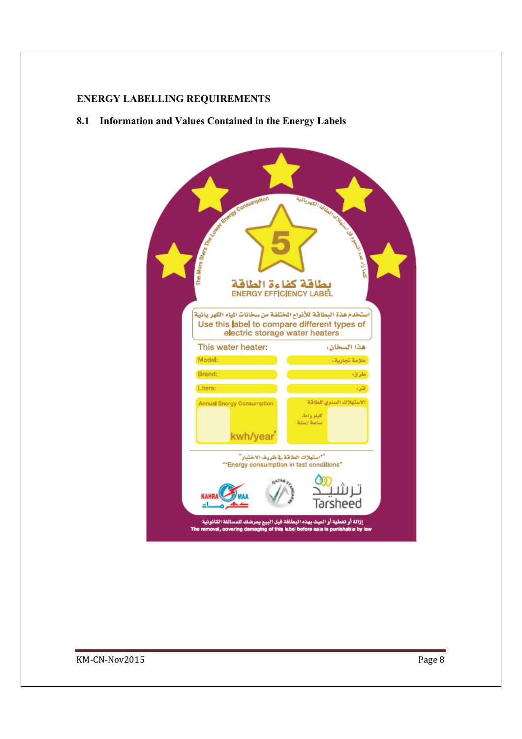## ENERGY LABELLING REQUIREMENTS

### 8.1 Information and Values Contained in the Energy Labels

The More Stars The Lower Energy Consumption

كلما زاد عدد النجوم قل استهلاك الطاقة الكهربائية

5

بطاقة كفاءة الطاقة

ENERGY EFFICIENCY LABEL

استخدم هذه البطاقة للأنواع المختلفة من سخانات المياه الكهربائية

Use this label to compare different types of electric storage water heaters

| This water heater: | هذا السخان: |
| --- | --- |
| Model: | علامة تجارية: |
| Brand: | طراز: |
| Liters: | لتر: |
| Annual Energy Consumption kwh/year* | الاستهلاك السنوي للطاقة كيلو واط ساعة / سنة |

"*استهلاك الطاقة في ظروف الاختبار"

"*Energy consumption in test conditions"

KAHRAMAA كهرماء · QATAR STANDARDS · ترشيد Tarsheed

إزالة أو تغطية أو العبث بهذه البطاقة قبل البيع يعرضك للمسائلة القانونية

The removal, covering damaging of this label before sale is punishable by law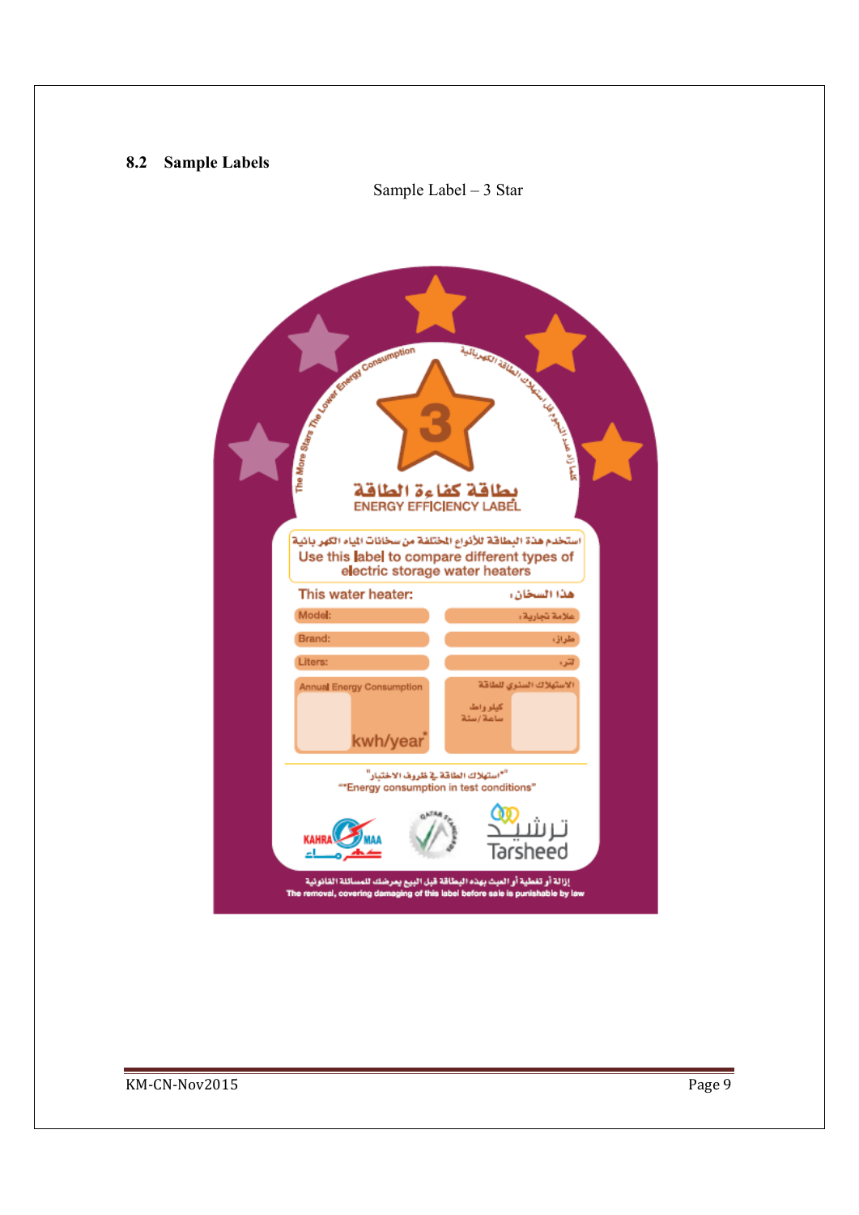## 8.2 Sample Labels

Sample Label – 3 Star

The More Stars The Lower Energy Consumption

كلما زاد عدد النجوم قل استهلاك الطاقة الكهربائية

3

بطاقة كفاءة الطاقة

ENERGY EFFICIENCY LABEL

استخدم هذه البطاقة للأنواع المختلفة من سخانات المياه الكهربائية

Use this label to compare different types of electric storage water heaters

This water heater:

هذا السخان:

| | |
|---|---|
| Model: | علامة تجارية: |
| Brand: | طراز: |
| Liters: | لتر: |
| Annual Energy Consumption kwh/year* | الاستهلاك السنوي للطاقة كيلو واط ساعة/سنة |

"*استهلاك الطاقة في ظروف الاختبار"

"*Energy consumption in test conditions"

KAHRAMAA كهرماء

QATAR STANDARDS

ترشيد Tarsheed

إزالة أو تغطية أو العبث بهذه البطاقة قبل البيع يعرضك للمسائلة القانونية

The removal, covering damaging of this label before sale is punishable by law

KM-CN-Nov2015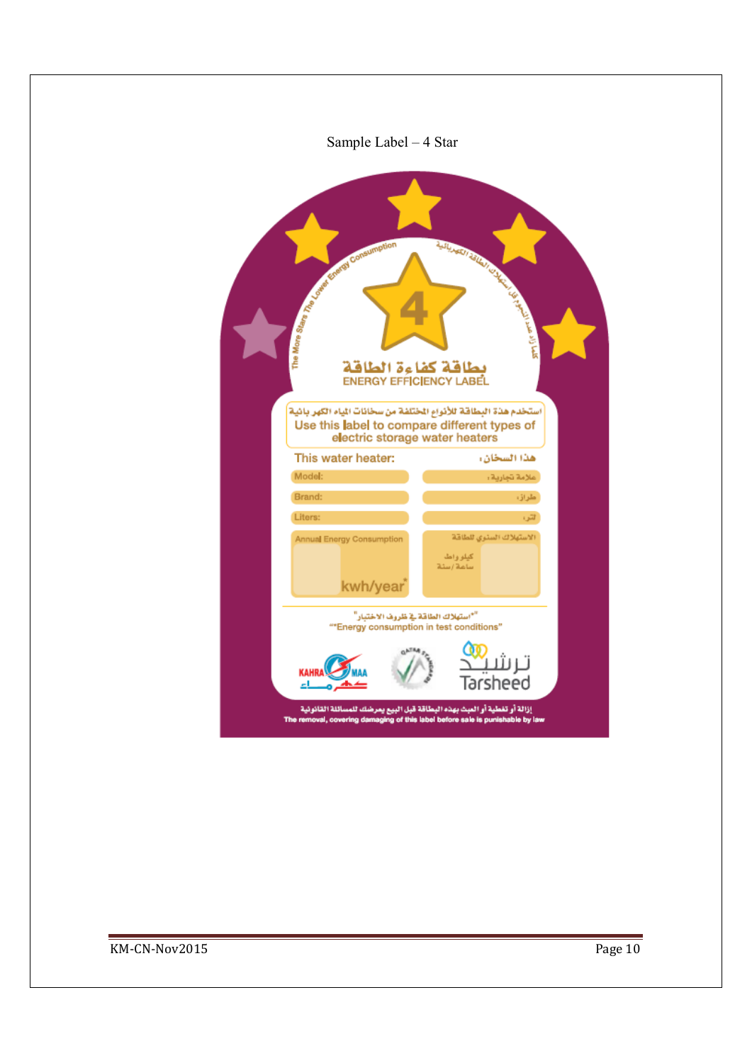Sample Label – 4 Star

The More Stars The Lower Energy Consumption

كلما زاد عدد النجوم قل استهلاك الطاقة الكهربائية

4

بطاقة كفاءة الطاقة

ENERGY EFFICIENCY LABEL

استخدم هذه البطاقة للأنواع المختلفة من سخانات المياه الكهربائية

Use this label to compare different types of electric storage water heaters

| This water heater: | هذا السخان: |
|---|---|
| Model: | علامة تجارية: |
| Brand: | طراز: |
| Liters: | لتر: |
| Annual Energy Consumption kwh/year* | الاستهلاك السنوي للطاقة كيلو واط ساعة/سنة |

"*استهلاك الطاقة في ظروف الاختبار"

"*Energy consumption in test conditions"

KAHRAMAA كهرماء

QATAR STANDARDS

ترشيد Tarsheed

إزالة أو تغطية أو العبث بهذه البطاقة قبل البيع يعرضك للمسائلة القانونية

The removal, covering damaging of this label before sale is punishable by law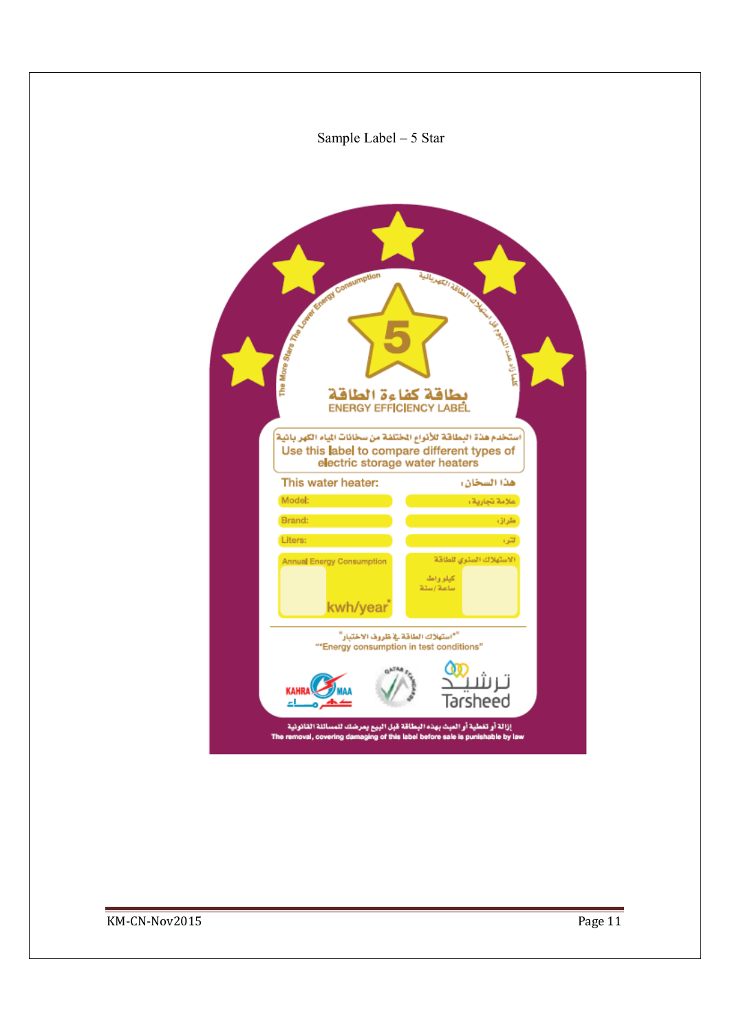Sample Label – 5 Star

The More Stars The Lower Energy Consumption

كلما زاد عدد النجوم قل استهلاك الطاقة الكهربائية

5

بطاقة كفاءة الطاقة

ENERGY EFFICIENCY LABEL

استخدم هذه البطاقة للأنواع المختلفة من سخانات المياه الكهربائية

Use this label to compare different types of electric storage water heaters

| This water heater: | هذا السخان: |
|---|---|
| Model: | علامة تجارية: |
| Brand: | طراز: |
| Liters: | لتر: |
| Annual Energy Consumption kwh/year* | الاستهلاك السنوي للطاقة كيلو واط ساعة/سنة |

"*استهلاك الطاقة في ظروف الاختبار"

"*Energy consumption in test conditions"

KAHRAMAA كهرماء — QATAR STANDARDS — ترشيد Tarsheed

إزالة أو تغطية أو العبث بهذه البطاقة قبل البيع يعرضك للمسائلة القانونية

The removal, covering damaging of this label before sale is punishable by law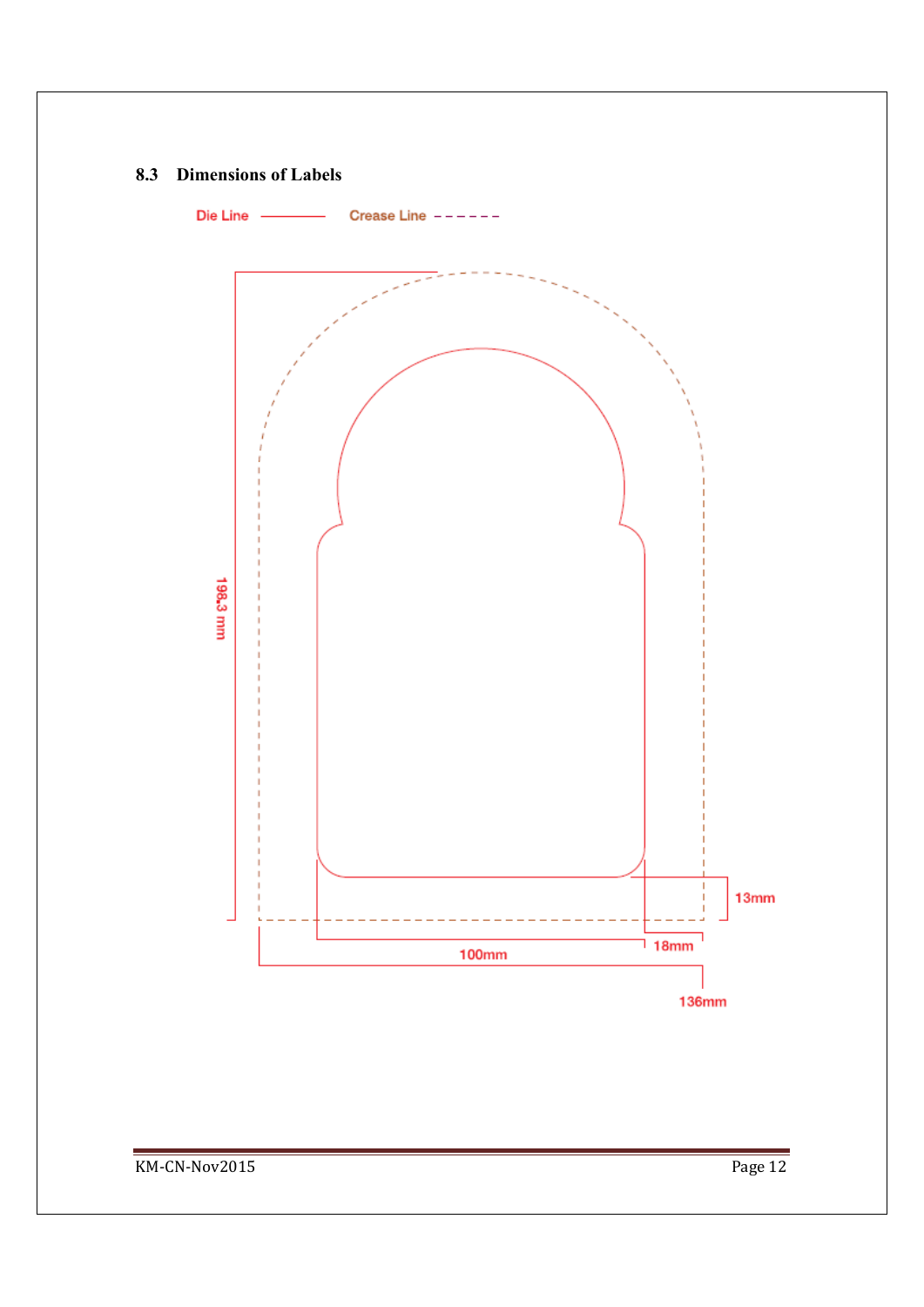## 8.3 Dimensions of Labels

Die Line ——— Crease Line - - - - - -

198.3 mm

13mm

18mm

100mm

136mm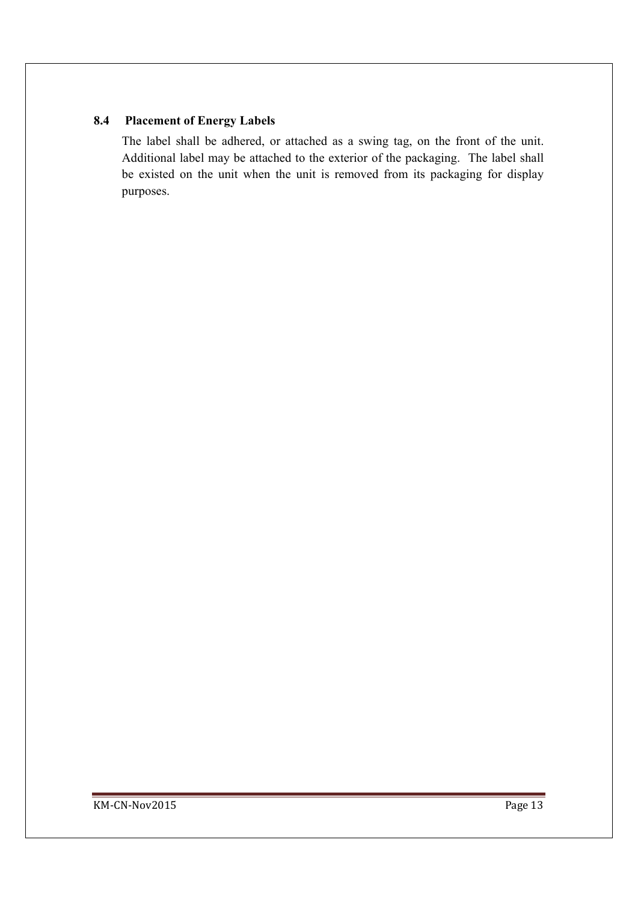### 8.4 Placement of Energy Labels

The label shall be adhered, or attached as a swing tag, on the front of the unit. Additional label may be attached to the exterior of the packaging. The label shall be existed on the unit when the unit is removed from its packaging for display purposes.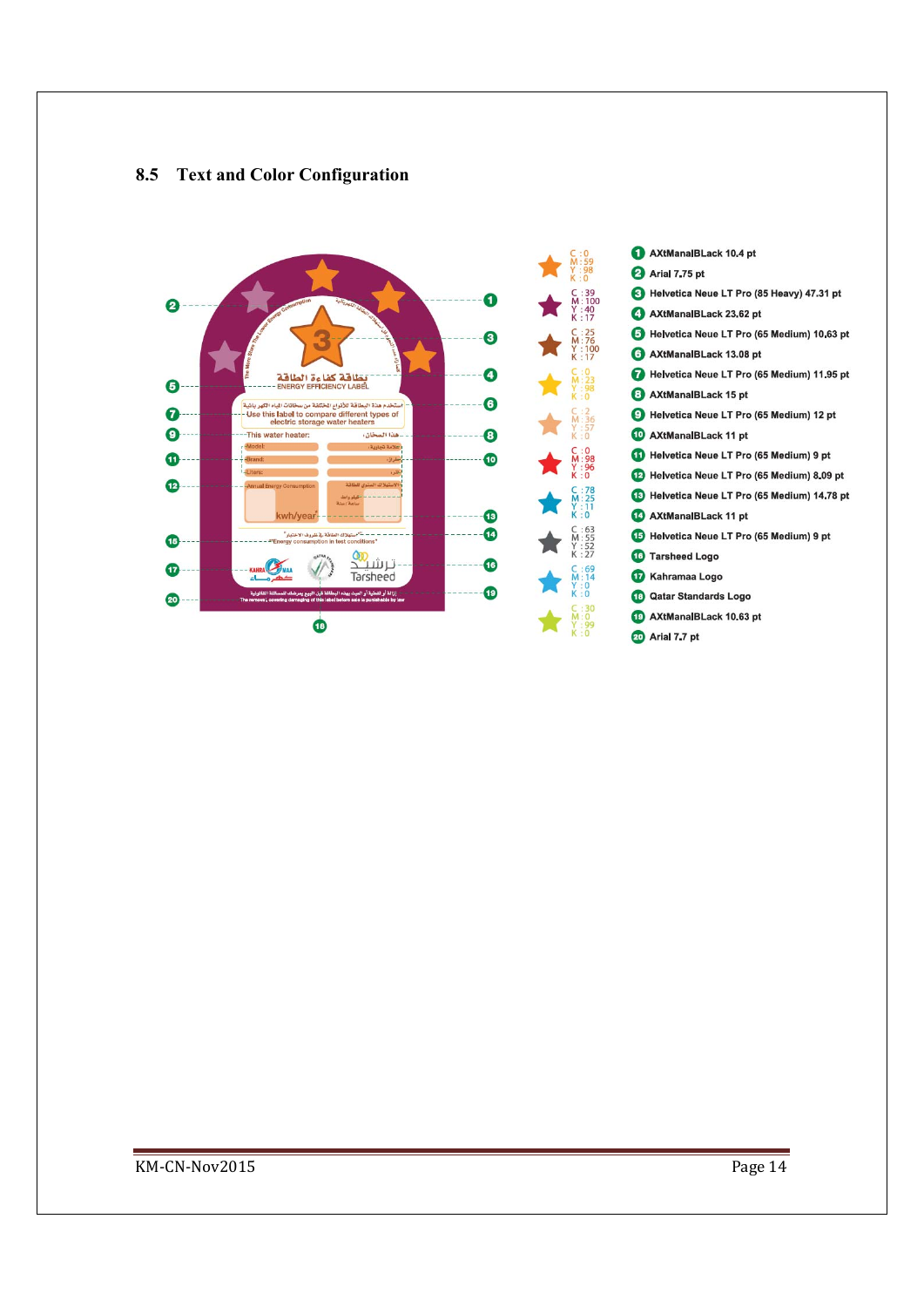## 8.5 Text and Color Configuration

| Star color | CMYK |
|---|---|
| Orange | C : 0, M : 59, Y : 98, K : 0 |
| Purple | C : 39, M : 100, Y : 40, K : 17 |
| Brown | C : 25, M : 76, Y : 100, K : 17 |
| Yellow | C : 0, M : 23, Y : 98, K : 0 |
| Light orange | C : 2, M : 36, Y : 57, K : 0 |
| Red | C : 0, M : 98, Y : 96, K : 0 |
| Blue | C : 78, M : 25, Y : 11, K : 0 |
| Grey | C : 63, M : 55, Y : 52, K : 27 |
| Light blue | C : 69, M : 14, Y : 0, K : 0 |
| Green | C : 30, M : 0, Y : 99, K : 0 |

1. AXtManalBLack 10.4 pt
2. Arial 7.75 pt
3. Helvetica Neue LT Pro (85 Heavy) 47.31 pt
4. AXtManalBLack 23.62 pt
5. Helvetica Neue LT Pro (65 Medium) 10.63 pt
6. AXtManalBLack 13.08 pt
7. Helvetica Neue LT Pro (65 Medium) 11.95 pt
8. AXtManalBLack 15 pt
9. Helvetica Neue LT Pro (65 Medium) 12 pt
10. AXtManalBLack 11 pt
11. Helvetica Neue LT Pro (65 Medium) 9 pt
12. Helvetica Neue LT Pro (65 Medium) 8.09 pt
13. Helvetica Neue LT Pro (65 Medium) 14.78 pt
14. AXtManalBLack 11 pt
15. Helvetica Neue LT Pro (65 Medium) 9 pt
16. Tarsheed Logo
17. Kahramaa Logo
18. Qatar Standards Logo
19. AXtManalBLack 10.63 pt
20. Arial 7.7 pt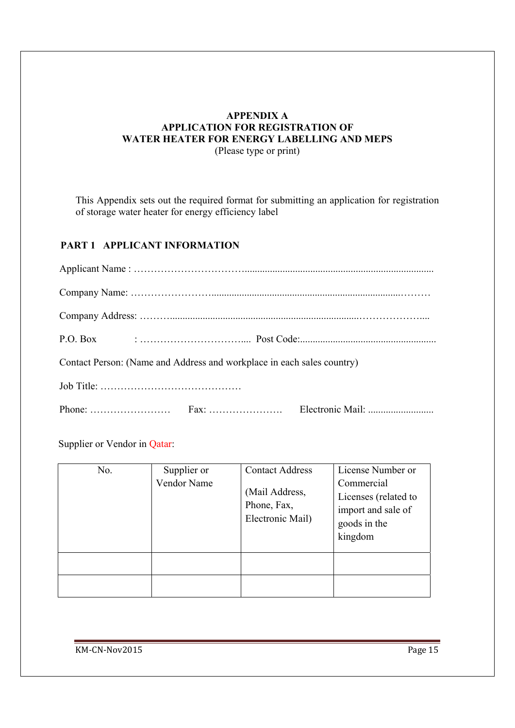**APPENDIX A**
**APPLICATION FOR REGISTRATION OF**
**WATER HEATER FOR ENERGY LABELLING AND MEPS**
(Please type or print)

This Appendix sets out the required format for submitting an application for registration of storage water heater for energy efficiency label

## PART 1 APPLICANT INFORMATION

Applicant Name : ……………………………...........................................................................................

Company Name: ……………………..........................................................................................………

Company Address: ………...........................................................................................………………....

P.O. Box : …………………………....  Post Code:......................................................

Contact Person: (Name and Address and workplace in each sales country)

Job Title: ……………………………………

Phone: ……………………  Fax: ………………….  Electronic Mail: ..........................

Supplier or Vendor in Qatar:

| No. | Supplier or Vendor Name | Contact Address (Mail Address, Phone, Fax, Electronic Mail) | License Number or Commercial Licenses (related to import and sale of goods in the kingdom |
|---|---|---|---|
| | | | |
| | | | |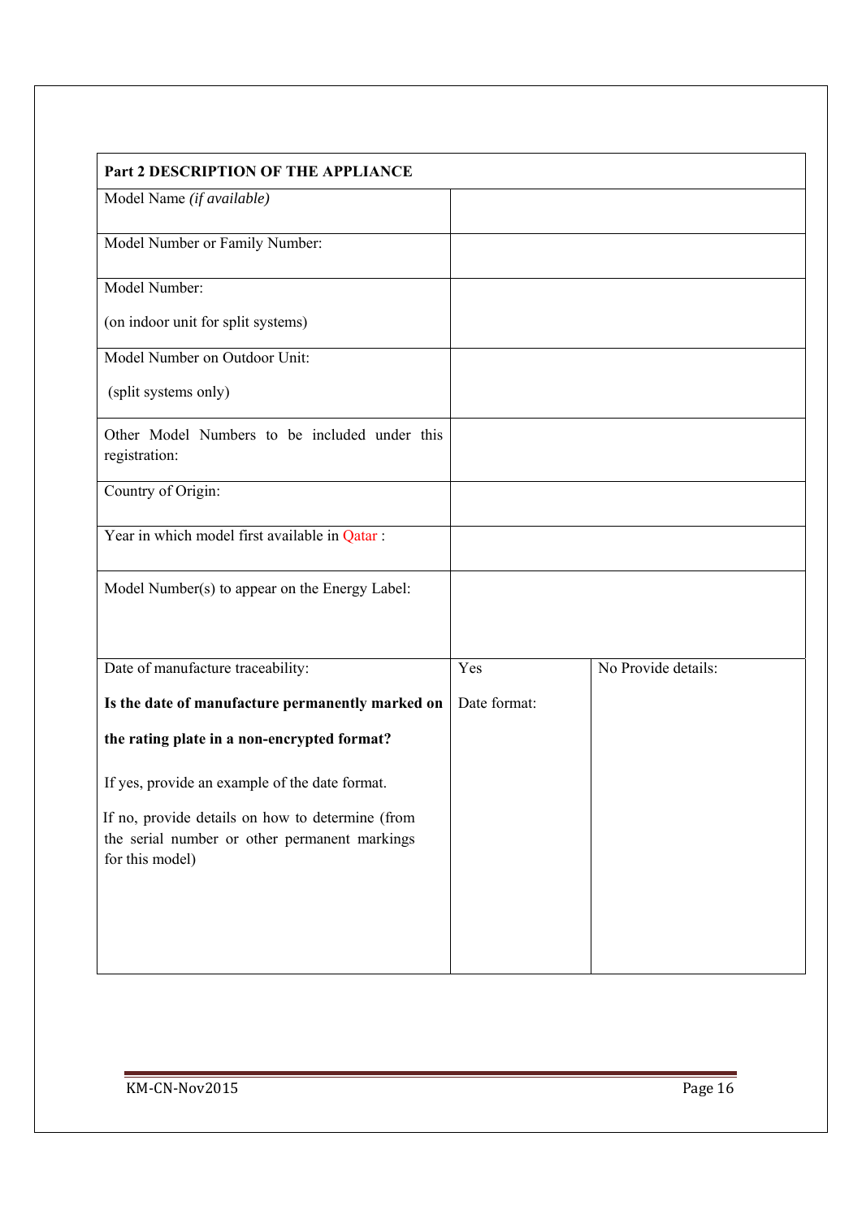| **Part 2 DESCRIPTION OF THE APPLIANCE** | | |
|---|---|---|
| Model Name *(if available)* | | |
| Model Number or Family Number: | | |
| Model Number:<br><br>(on indoor unit for split systems) | | |
| Model Number on Outdoor Unit:<br><br>(split systems only) | | |
| Other Model Numbers to be included under this registration: | | |
| Country of Origin: | | |
| Year in which model first available in Qatar : | | |
| Model Number(s) to appear on the Energy Label: | | |
| Date of manufacture traceability:<br><br>**Is the date of manufacture permanently marked on the rating plate in a non-encrypted format?**<br><br>If yes, provide an example of the date format.<br><br>If no, provide details on how to determine (from the serial number or other permanent markings for this model) | Yes<br><br>Date format: | No Provide details: |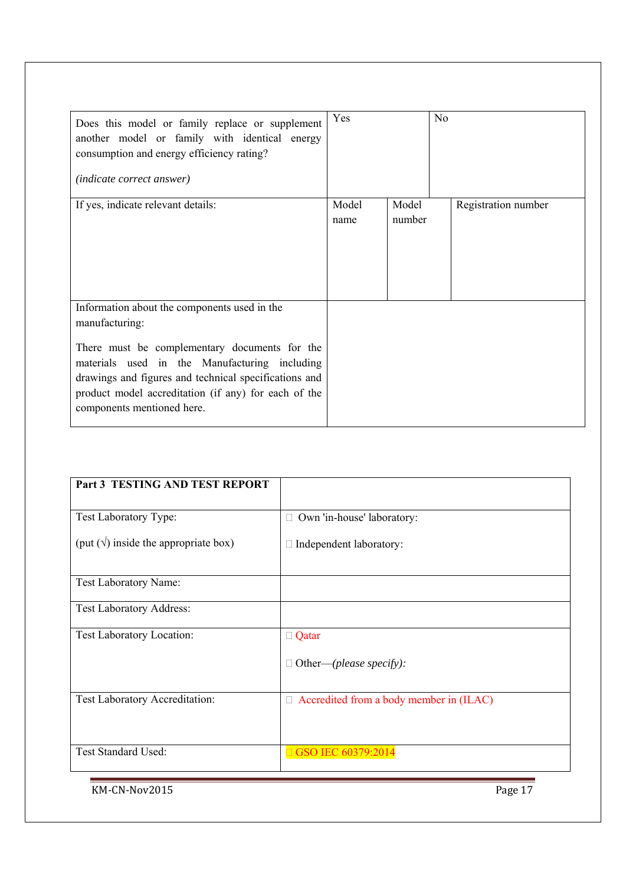| Does this model or family replace or supplement another model or family with identical energy consumption and energy efficiency rating? *(indicate correct answer)* | Yes | | No |
|---|---|---|---|
| If yes, indicate relevant details: | Model name | Model number | Registration number |
| Information about the components used in the manufacturing: There must be complementary documents for the materials used in the Manufacturing including drawings and figures and technical specifications and product model accreditation (if any) for each of the components mentioned here. | | | |

| **Part 3 TESTING AND TEST REPORT** | |
|---|---|
| Test Laboratory Type: (put (√) inside the appropriate box) | ☐ Own 'in-house' laboratory: ☐ Independent laboratory: |
| Test Laboratory Name: | |
| Test Laboratory Address: | |
| Test Laboratory Location: | ☐ Qatar ☐ Other—*(please specify):* |
| Test Laboratory Accreditation: | ☐ Accredited from a body member in (ILAC) |
| Test Standard Used: | ☐ GSO IEC 60379:2014 |

KM-CN-Nov2015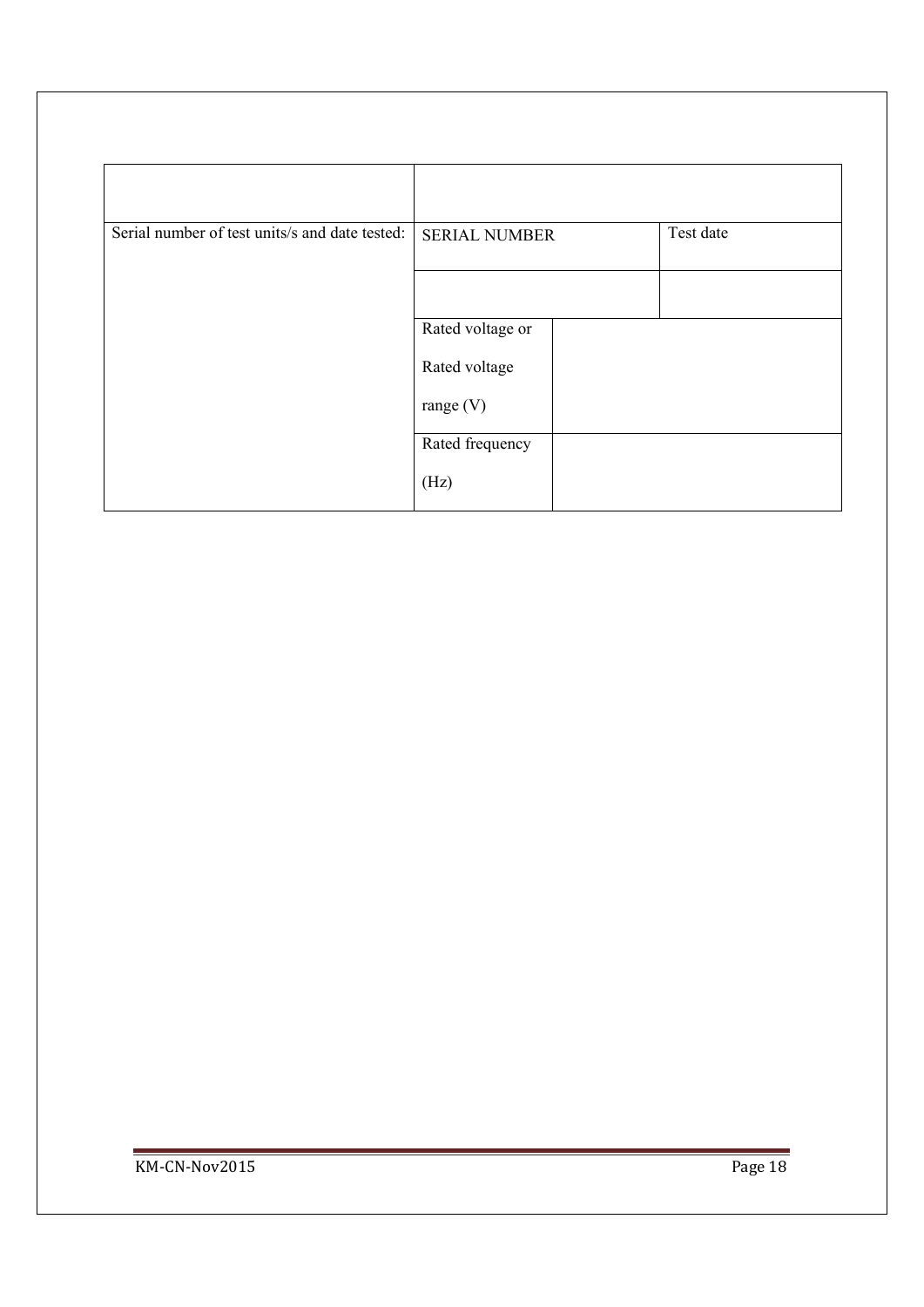| | | | |
|---|---|---|---|
| | | | |
| Serial number of test units/s and date tested: | SERIAL NUMBER | | Test date |
| | | | |
| | Rated voltage or Rated voltage range (V) | | |
| | Rated frequency (Hz) | | |